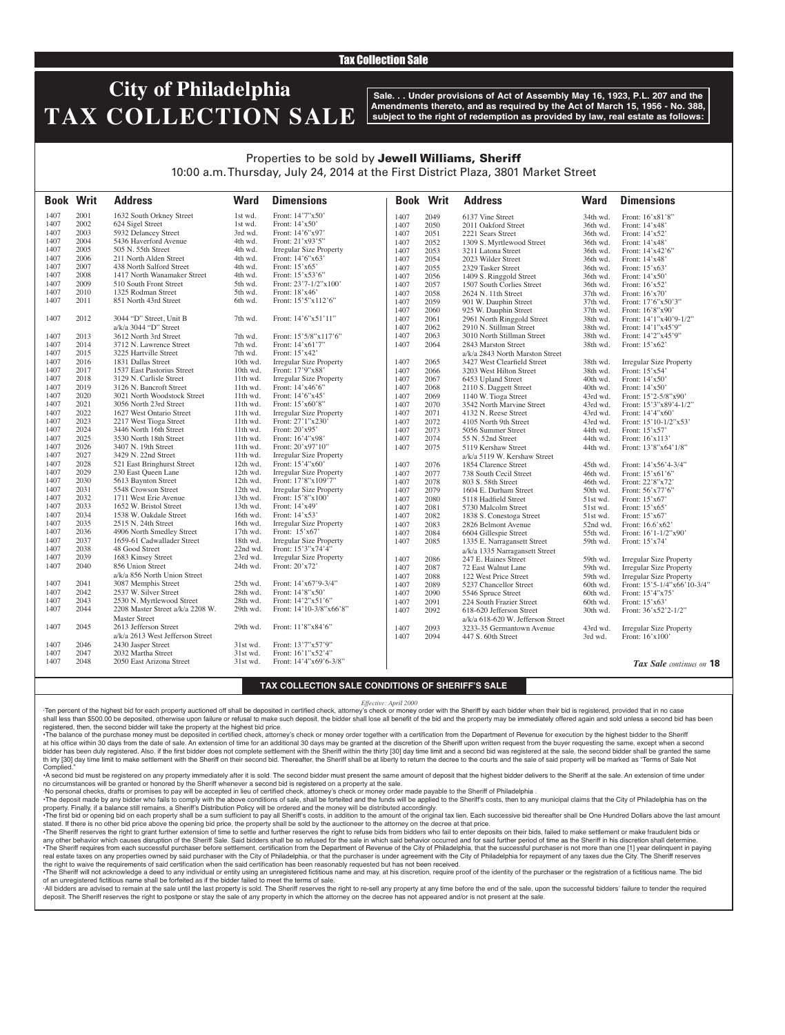Tax Collection Sale

# City of Philadelphia TAX COLLECTION SALE

**Sale. . . Under provisions of Act of Assembly May 16, 1923, P.L. 207 and the Amendments thereto, and as required by the Act of March 15, 1956 - No. 388, subject to the right of redemption as provided by law, real estate as follows:**

Properties to be sold by **Jewell Williams, Sheriff**
10:00 a.m. Thursday, July 24, 2014 at the First District Plaza, 3801 Market Street

| Book | Writ | Address | Ward | Dimensions |
|---|---|---|---|---|
| 1407 | 2001 | 1632 South Orkney Street | 1st wd. | Front: 14'7"x50' |
| 1407 | 2002 | 624 Sigel Street | 1st wd. | Front: 14'x50' |
| 1407 | 2003 | 5932 Delancey Street | 3rd wd. | Front: 14'6"x97' |
| 1407 | 2004 | 5436 Haverford Avenue | 4th wd. | Front: 21'x93'5" |
| 1407 | 2005 | 505 N. 55th Street | 4th wd. | Irregular Size Property |
| 1407 | 2006 | 211 North Alden Street | 4th wd. | Front: 14'6"x63' |
| 1407 | 2007 | 438 North Salford Street | 4th wd. | Front: 15'x65' |
| 1407 | 2008 | 1417 North Wanamaker Street | 4th wd. | Front: 15'x53'6" |
| 1407 | 2009 | 510 South Front Street | 5th wd. | Front: 23'7-1/2"x100' |
| 1407 | 2010 | 1325 Rodman Street | 5th wd. | Front: 18'x46' |
| 1407 | 2011 | 851 North 43rd Street | 6th wd. | Front: 15'5"x112'6" |
| 1407 | 2012 | 3044 "D" Street, Unit B a/k/a 3044 "D" Street | 7th wd. | Front: 14'6"x51'11" |
| 1407 | 2013 | 3612 North 3rd Street | 7th wd. | Front: 15'5/8"x117'6" |
| 1407 | 2014 | 3712 N. Lawrence Street | 7th wd. | Front: 14'x61'7" |
| 1407 | 2015 | 3225 Hartville Street | 7th wd. | Front: 15'x42' |
| 1407 | 2016 | 1831 Dallas Street | 10th wd. | Irregular Size Property |
| 1407 | 2017 | 1537 East Pastorius Street | 10th wd. | Front: 17'9"x88' |
| 1407 | 2018 | 3129 N. Carlisle Street | 11th wd. | Irregular Size Property |
| 1407 | 2019 | 3126 N. Bancroft Street | 11th wd. | Front: 14'x46'6" |
| 1407 | 2020 | 3021 North Woodstock Street | 11th wd. | Front: 14'6"x45' |
| 1407 | 2021 | 3056 North 23rd Street | 11th wd. | Front: 15'x60'8" |
| 1407 | 2022 | 1627 West Ontario Street | 11th wd. | Irregular Size Property |
| 1407 | 2023 | 2217 West Tioga Street | 11th wd. | Front: 27'1"x230' |
| 1407 | 2024 | 3446 North 16th Street | 11th wd. | Front: 20'x95' |
| 1407 | 2025 | 3530 North 18th Street | 11th wd. | Front: 16'4"x98' |
| 1407 | 2026 | 3407 N. 19th Street | 11th wd. | Front: 20'x97'10" |
| 1407 | 2027 | 3429 N. 22nd Street | 11th wd. | Irregular Size Property |
| 1407 | 2028 | 521 East Bringhurst Street | 12th wd. | Front: 15'4"x60' |
| 1407 | 2029 | 230 East Queen Lane | 12th wd. | Irregular Size Property |
| 1407 | 2030 | 5613 Baynton Street | 12th wd. | Front: 17'8"x109'7" |
| 1407 | 2031 | 5548 Crowson Street | 12th wd. | Irregular Size Property |
| 1407 | 2032 | 1711 West Erie Avenue | 13th wd. | Front: 15'8"x100' |
| 1407 | 2033 | 1652 W. Bristol Street | 13th wd. | Front: 14'x49' |
| 1407 | 2034 | 1538 W. Oakdale Street | 16th wd. | Front: 14'x53' |
| 1407 | 2035 | 2515 N. 24th Street | 16th wd. | Irregular Size Property |
| 1407 | 2036 | 4906 North Smedley Street | 17th wd. | Front: 15'x67' |
| 1407 | 2037 | 1659-61 Cadwallader Street | 18th wd. | Irregular Size Property |
| 1407 | 2038 | 48 Good Street | 22nd wd. | Front: 15'3"x74'4" |
| 1407 | 2039 | 1683 Kinsey Street | 23rd wd. | Irregular Size Property |
| 1407 | 2040 | 856 Union Street a/k/a 856 North Union Street | 24th wd. | Front: 20'x72' |
| 1407 | 2041 | 3087 Memphis Street | 25th wd. | Front: 14'x67'9-3/4" |
| 1407 | 2042 | 2537 W. Silver Street | 28th wd. | Front: 14'8"x50' |
| 1407 | 2043 | 2530 N. Myrtlewood Street | 28th wd. | Front: 14'2"x51'6" |
| 1407 | 2044 | 2208 Master Street a/k/a 2208 W. Master Street | 29th wd. | Front: 14'10-3/8"x66'8" |
| 1407 | 2045 | 2613 Jefferson Street a/k/a 2613 West Jefferson Street | 29th wd. | Front: 11'8"x84'6" |
| 1407 | 2046 | 2430 Jasper Street | 31st wd. | Front: 13'7"x57'9" |
| 1407 | 2047 | 2032 Martha Street | 31st wd. | Front: 16'1"x52'4" |
| 1407 | 2048 | 2050 East Arizona Street | 31st wd. | Front: 14'4"x69'6-3/8" |
| 1407 | 2049 | 6137 Vine Street | 34th wd. | Front: 16'x81'8" |
| 1407 | 2050 | 2011 Oakford Street | 36th wd. | Front: 14'x48' |
| 1407 | 2051 | 2221 Sears Street | 36th wd. | Front: 14'x52' |
| 1407 | 2052 | 1309 S. Myrtlewood Street | 36th wd. | Front: 14'x48' |
| 1407 | 2053 | 3211 Latona Street | 36th wd. | Front: 14'x42'6" |
| 1407 | 2054 | 2023 Wilder Street | 36th wd. | Front: 14'x48' |
| 1407 | 2055 | 2329 Tasker Street | 36th wd. | Front: 15'x63' |
| 1407 | 2056 | 1409 S. Ringgold Street | 36th wd. | Front: 14'x50' |
| 1407 | 2057 | 1507 South Corlies Street | 36th wd. | Front: 16'x52' |
| 1407 | 2058 | 2624 N. 11th Street | 37th wd. | Front: 16'x70' |
| 1407 | 2059 | 901 W. Dauphin Street | 37th wd. | Front: 17'6"x50'3" |
| 1407 | 2060 | 925 W. Dauphin Street | 37th wd. | Front: 16'8"x90' |
| 1407 | 2061 | 2961 North Ringgold Street | 38th wd. | Front: 14'1"x40'9-1/2" |
| 1407 | 2062 | 2910 N. Stillman Street | 38th wd. | Front: 14'1"x45'9" |
| 1407 | 2063 | 3010 North Stillman Street | 38th wd. | Front: 14'2"x45'9" |
| 1407 | 2064 | 2843 Marston Street a/k/a 2843 North Marston Street | 38th wd. | Front: 15'x62' |
| 1407 | 2065 | 3427 West Clearfield Street | 38th wd. | Irregular Size Property |
| 1407 | 2066 | 3203 West Hilton Street | 38th wd. | Front: 15'x54' |
| 1407 | 2067 | 6453 Upland Street | 40th wd. | Front: 14'x50' |
| 1407 | 2068 | 2110 S. Daggett Street | 40th wd. | Front: 14'x50' |
| 1407 | 2069 | 1140 W. Tioga Street | 43rd wd. | Front: 15'2-5/8"x90' |
| 1407 | 2070 | 3542 North Marvine Street | 43rd wd. | Front: 15'3"x89'4-1/2" |
| 1407 | 2071 | 4132 N. Reese Street | 43rd wd. | Front: 14'4"x60' |
| 1407 | 2072 | 4105 North 9th Street | 43rd wd. | Front: 15'10-1/2"x53' |
| 1407 | 2073 | 5056 Summer Street | 44th wd. | Front: 15'x57' |
| 1407 | 2074 | 55 N. 52nd Street | 44th wd. | Front: 16'x113' |
| 1407 | 2075 | 5119 Kershaw Street a/k/a 5119 W. Kershaw Street | 44th wd. | Front: 13'8"x64'1/8" |
| 1407 | 2076 | 1854 Clarence Street | 45th wd. | Front: 14'x56'4-3/4" |
| 1407 | 2077 | 738 South Cecil Street | 46th wd. | Front: 15'x61'6" |
| 1407 | 2078 | 803 S. 58th Street | 46th wd. | Front: 22'8"x72' |
| 1407 | 2079 | 1604 E. Durham Street | 50th wd. | Front: 56'x77'6" |
| 1407 | 2080 | 5118 Hadfield Street | 51st wd. | Front: 15'x67' |
| 1407 | 2081 | 5730 Malcolm Street | 51st wd. | Front: 15'x65' |
| 1407 | 2082 | 1838 S. Conestoga Street | 51st wd. | Front: 15'x67' |
| 1407 | 2083 | 2826 Belmont Avenue | 52nd wd. | Front: 16.6'x62' |
| 1407 | 2084 | 6604 Gillespie Street | 55th wd. | Front: 16'1-1/2"x90' |
| 1407 | 2085 | 1335 E. Narragansett Street a/k/a 1335 Narragansett Street | 59th wd. | Front: 15'x74' |
| 1407 | 2086 | 247 E. Haines Street | 59th wd. | Irregular Size Property |
| 1407 | 2087 | 72 East Walnut Lane | 59th wd. | Irregular Size Property |
| 1407 | 2088 | 122 West Price Street | 59th wd. | Irregular Size Property |
| 1407 | 2089 | 5237 Chancellor Street | 60th wd. | Front: 15'5-1/4"x66'10-3/4" |
| 1407 | 2090 | 5546 Spruce Street | 60th wd. | Front: 15'4"x75' |
| 1407 | 2091 | 224 South Frazier Street | 60th wd. | Front: 15'x63' |
| 1407 | 2092 | 618-620 Jefferson Street a/k/a 618-620 W. Jefferson Street | 30th wd. | Front: 36'x52'2-1/2" |
| 1407 | 2093 | 3233-35 Germantown Avenue | 43rd wd. | Irregular Size Property |
| 1407 | 2094 | 447 S. 60th Street | 3rd wd. | Front: 16'x100' |

*Tax Sale continues on* **18**

## TAX COLLECTION SALE CONDITIONS OF SHERIFF'S SALE

*Effective: April 2000*

·Ten percent of the highest bid for each property auctioned off shall be deposited in certified check, attorney's check or money order with the Sheriff by each bidder when their bid is registered, provided that in no case shall less than $500.00 be deposited, otherwise upon failure or refusal to make such deposit, the bidder shall lose all benefit of the bid and the property may be immediately offered again and sold unless a second bid has been registered, then, the second bidder will take the property at the highest bid price.

•The balance of the purchase money must be deposited in certified check, attorney's check or money order together with a certification from the Department of Revenue for execution by the highest bidder to the Sheriff at his office within 30 days from the date of sale. An extension of time for an additional 30 days may be granted at the discretion of the Sheriff upon written request from the buyer requesting the same, except when a second bidder has been duly registered. Also, if the first bidder does not complete settlement with the Sheriff within the thirty [30] day time limit and a second bid was registered at the sale, the second bidder shall be granted the same th irty [30] day time limit to make settlement with the Sheriff on their second bid. Thereafter, the Sheriff shall be at liberty to return the decree to the courts and the sale of said property will be marked as "Terms of Sale Not Complied."

•A second bid must be registered on any property immediately after it is sold. The second bidder must present the same amount of deposit that the highest bidder delivers to the Sheriff at the sale. An extension of time under no circumstances will be granted or honored by the Sheriff whenever a second bid is registered on a property at the sale.

·No personal checks, drafts or promises to pay will be accepted in lieu of certified check, attorney's check or money order made payable to the Sheriff of Philadelphia .

•The deposit made by any bidder who fails to comply with the above conditions of sale, shall be forteited and the funds will be applied to the Sheriff's costs, then to any municipal claims that the City of Philadelphia has on the property. Finally, if a balance still remains, a Sheriff's Distribution Policy will be ordered and the money will be distributed accordingly.

•The first bid or opening bid on each property shall be a sum sufficient to pay all Sheriff's costs, in addition to the amount of the original tax lien. Each successive bid thereafter shall be One Hundred Dollars above the last amount stated. If there is no other bid price above the opening bid price, the property shall be sold by the auctioneer to the attorney on the decree at that price.

•The Sheriff reserves the right to grant further extension of time to settle and further reserves the right to refuse bids from bidders who fail to enter deposits on their bids, failed to make settlement or make fraudulent bids or any other behavior which causes disruption of the Sheriff Sale. Said bidders shall be so refused for the sale in which said behavior occurred and for said further period of time as the Sheriff in his discretion shall determine.

•The Sheriff requires from each successful purchaser before settlement, certification from the Department of Revenue of the City of Philadelphia, that the successful purchaser is not more than one [1] year delinquent in paying real estate taxes on any properties owned by said purchaser with the City of Philadelphia, or that the purchaser is under agreement with the City of Philadelphia for repayment of any taxes due the City. The Sheriff reserves the right to waive the requirements of said certification when the said certification has been reasonably requested but has not been received.

•The Sheriff will not acknowledge a deed to any individual or entity using an unregistered fictitious name and may, at his discretion, require proof of the identity of the purchaser or the registration of a fictitious name. The bid of an unregistered fictitious name shall be forfeited as if the bidder failed to meet the terms of sale.

·All bidders are advised to remain at the sale until the last property is sold. The Sheriff reserves the right to re-sell any property at any time before the end of the sale, upon the successful bidders' failure to tender the required deposit. The Sheriff reserves the right to postpone or stay the sale of any property in which the attorney on the decree has not appeared and/or is not present at the sale.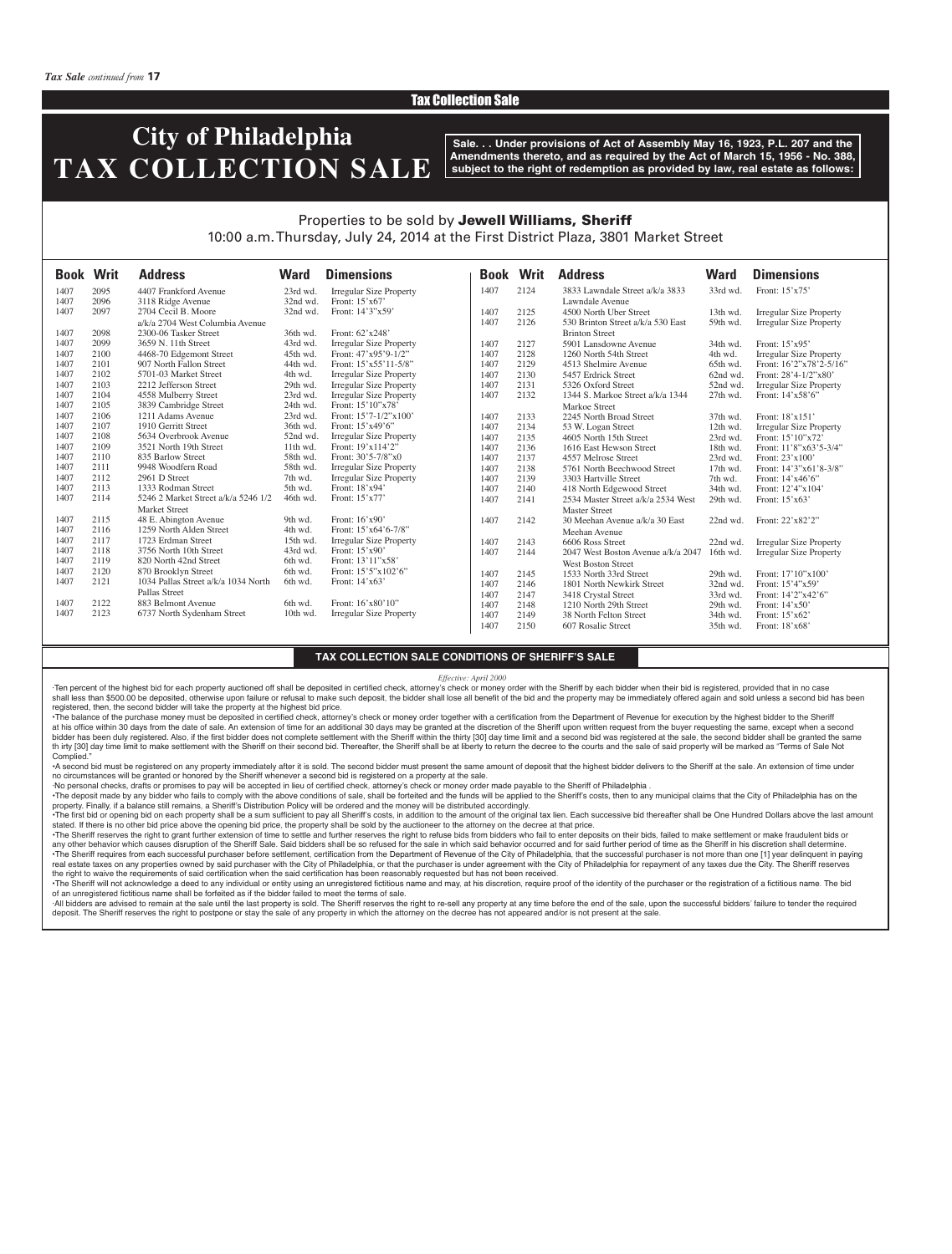*Tax Sale continued from* **17**

**Tax Collection Sale**

# City of Philadelphia TAX COLLECTION SALE

**Sale. . . Under provisions of Act of Assembly May 16, 1923, P.L. 207 and the Amendments thereto, and as required by the Act of March 15, 1956 - No. 388, subject to the right of redemption as provided by law, real estate as follows:**

Properties to be sold by **Jewell Williams, Sheriff**
10:00 a.m. Thursday, July 24, 2014 at the First District Plaza, 3801 Market Street

| Book | Writ | Address | Ward | Dimensions |
|---|---|---|---|---|
| 1407 | 2095 | 4407 Frankford Avenue | 23rd wd. | Irregular Size Property |
| 1407 | 2096 | 3118 Ridge Avenue | 32nd wd. | Front: 15'x67' |
| 1407 | 2097 | 2704 Cecil B. Moore a/k/a 2704 West Columbia Avenue | 32nd wd. | Front: 14'3"x59' |
| 1407 | 2098 | 2300-06 Tasker Street | 36th wd. | Front: 62'x248' |
| 1407 | 2099 | 3659 N. 11th Street | 43rd wd. | Irregular Size Property |
| 1407 | 2100 | 4468-70 Edgemont Street | 45th wd. | Front: 47'x95'9-1/2" |
| 1407 | 2101 | 907 North Fallon Street | 44th wd. | Front: 15'x55'11-5/8" |
| 1407 | 2102 | 5701-03 Market Street | 4th wd. | Irregular Size Property |
| 1407 | 2103 | 2212 Jefferson Street | 29th wd. | Irregular Size Property |
| 1407 | 2104 | 4558 Mulberry Street | 23rd wd. | Irregular Size Property |
| 1407 | 2105 | 3839 Cambridge Street | 24th wd. | Front: 15'10"x78' |
| 1407 | 2106 | 1211 Adams Avenue | 23rd wd. | Front: 15'7-1/2"x100' |
| 1407 | 2107 | 1910 Gerritt Street | 36th wd. | Front: 15'x49'6" |
| 1407 | 2108 | 5634 Overbrook Avenue | 52nd wd. | Irregular Size Property |
| 1407 | 2109 | 3521 North 19th Street | 11th wd. | Front: 19'x114'2" |
| 1407 | 2110 | 835 Barlow Street | 58th wd. | Front: 30'5-7/8"x0 |
| 1407 | 2111 | 9948 Woodfern Road | 58th wd. | Irregular Size Property |
| 1407 | 2112 | 2961 D Street | 7th wd. | Irregular Size Property |
| 1407 | 2113 | 1333 Rodman Street | 5th wd. | Front: 18'x94' |
| 1407 | 2114 | 5246 2 Market Street a/k/a 5246 1/2 Market Street | 46th wd. | Front: 15'x77' |
| 1407 | 2115 | 48 E. Abington Avenue | 9th wd. | Front: 16'x90' |
| 1407 | 2116 | 1259 North Alden Street | 4th wd. | Front: 15'x64'6-7/8" |
| 1407 | 2117 | 1723 Erdman Street | 15th wd. | Irregular Size Property |
| 1407 | 2118 | 3756 North 10th Street | 43rd wd. | Front: 15'x90' |
| 1407 | 2119 | 820 North 42nd Street | 6th wd. | Front: 13'11"x58' |
| 1407 | 2120 | 870 Brooklyn Street | 6th wd. | Front: 15'5"x102'6" |
| 1407 | 2121 | 1034 Pallas Street a/k/a 1034 North Pallas Street | 6th wd. | Front: 14'x63' |
| 1407 | 2122 | 883 Belmont Avenue | 6th wd. | Front: 16'x80'10" |
| 1407 | 2123 | 6737 North Sydenham Street | 10th wd. | Irregular Size Property |
| 1407 | 2124 | 3833 Lawndale Street a/k/a 3833 Lawndale Avenue | 33rd wd. | Front: 15'x75' |
| 1407 | 2125 | 4500 North Uber Street | 13th wd. | Irregular Size Property |
| 1407 | 2126 | 530 Brinton Street a/k/a 530 East Brinton Street | 59th wd. | Irregular Size Property |
| 1407 | 2127 | 5901 Lansdowne Avenue | 34th wd. | Front: 15'x95' |
| 1407 | 2128 | 1260 North 54th Street | 4th wd. | Irregular Size Property |
| 1407 | 2129 | 4513 Shelmire Avenue | 65th wd. | Front: 16'2"x78'2-5/16" |
| 1407 | 2130 | 5457 Erdrick Street | 62nd wd. | Front: 28'4-1/2"x80' |
| 1407 | 2131 | 5326 Oxford Street | 52nd wd. | Irregular Size Property |
| 1407 | 2132 | 1344 S. Markoe Street a/k/a 1344 Markoe Street | 27th wd. | Front: 14'x58'6" |
| 1407 | 2133 | 2245 North Broad Street | 37th wd. | Front: 18'x151' |
| 1407 | 2134 | 53 W. Logan Street | 12th wd. | Irregular Size Property |
| 1407 | 2135 | 4605 North 15th Street | 23rd wd. | Front: 15'10"x72' |
| 1407 | 2136 | 1616 East Hewson Street | 18th wd. | Front: 11'8"x63'5-3/4" |
| 1407 | 2137 | 4557 Melrose Street | 23rd wd. | Front: 23'x100' |
| 1407 | 2138 | 5761 North Beechwood Street | 17th wd. | Front: 14'3"x61'8-3/8" |
| 1407 | 2139 | 3303 Hartville Street | 7th wd. | Front: 14'x46'6" |
| 1407 | 2140 | 418 North Edgewood Street | 34th wd. | Front: 12'4"x104' |
| 1407 | 2141 | 2534 Master Street a/k/a 2534 West Master Street | 29th wd. | Front: 15'x63' |
| 1407 | 2142 | 30 Meehan Avenue a/k/a 30 East Meehan Avenue | 22nd wd. | Front: 22'x82'2" |
| 1407 | 2143 | 6606 Ross Street | 22nd wd. | Irregular Size Property |
| 1407 | 2144 | 2047 West Boston Avenue a/k/a 2047 West Boston Street | 16th wd. | Irregular Size Property |
| 1407 | 2145 | 1533 North 33rd Street | 29th wd. | Front: 17'10"x100' |
| 1407 | 2146 | 1801 North Newkirk Street | 32nd wd. | Front: 15'4"x59' |
| 1407 | 2147 | 3418 Crystal Street | 33rd wd. | Front: 14'2"x42'6" |
| 1407 | 2148 | 1210 North 29th Street | 29th wd. | Front: 14'x50' |
| 1407 | 2149 | 38 North Felton Street | 34th wd. | Front: 15'x62' |
| 1407 | 2150 | 607 Rosalie Street | 35th wd. | Front: 18'x68' |

## TAX COLLECTION SALE CONDITIONS OF SHERIFF'S SALE

*Effective: April 2000*

·Ten percent of the highest bid for each property auctioned off shall be deposited in certified check, attorney's check or money order with the Sheriff by each bidder when their bid is registered, provided that in no case shall less than $500.00 be deposited, otherwise upon failure or refusal to make such deposit, the bidder shall lose all benefit of the bid and the property may be immediately offered again and sold unless a second bid has been registered, then, the second bidder will take the property at the highest bid price.

•The balance of the purchase money must be deposited in certified check, attorney's check or money order together with a certification from the Department of Revenue for execution by the highest bidder to the Sheriff at his office within 30 days from the date of sale. An extension of time for an additional 30 days may be granted at the discretion of the Sheriff upon written request from the buyer requesting the same, except when a second bidder has been duly registered. Also, if the first bidder does not complete settlement with the Sheriff within the thirty [30] day time limit and a second bid was registered at the sale, the second bidder shall be granted the same th irty [30] day time limit to make settlement with the Sheriff on their second bid. Thereafter, the Sheriff shall be at liberty to return the decree to the courts and the sale of said property will be marked as "Terms of Sale Not Complied."

•A second bid must be registered on any property immediately after it is sold. The second bidder must present the same amount of deposit that the highest bidder delivers to the Sheriff at the sale. An extension of time under no circumstances will be granted or honored by the Sheriff whenever a second bid is registered on a property at the sale.

·No personal checks, drafts or promises to pay will be accepted in lieu of certified check, attorney's check or money order made payable to the Sheriff of Philadelphia .

•The deposit made by any bidder who fails to comply with the above conditions of sale, shall be forteited and the funds will be applied to the Sheriff's costs, then to any municipal claims that the City of Philadelphia has on the property. Finally, if a balance still remains, a Sheriff's Distribution Policy will be ordered and the money will be distributed accordingly.

•The first bid or opening bid on each property shall be a sum sufficient to pay all Sheriff's costs, in addition to the amount of the original tax lien. Each successive bid thereafter shall be One Hundred Dollars above the last amount stated. If there is no other bid price above the opening bid price, the property shall be sold by the auctioneer to the attorney on the decree at that price.

•The Sheriff reserves the right to grant further extension of time to settle and further reserves the right to refuse bids from bidders who fail to enter deposits on their bids, failed to make settlement or make fraudulent bids or any other behavior which causes disruption of the Sheriff Sale. Said bidders shall be so refused for the sale in which said behavior occurred and for said further period of time as the Sheriff in his discretion shall determine.

•The Sheriff requires from each successful purchaser before settlement, certification from the Department of Revenue of the City of Philadelphia, that the successful purchaser is not more than one [1] year delinquent in paying real estate taxes on any properties owned by said purchaser with the City of Philadelphia, or that the purchaser is under agreement with the City of Philadelphia for repayment of any taxes due the City. The Sheriff reserves the right to waive the requirements of said certification when the said certification has been reasonably requested but has not been received.

•The Sheriff will not acknowledge a deed to any individual or entity using an unregistered fictitious name and may, at his discretion, require proof of the identity of the purchaser or the registration of a fictitious name. The bid of an unregistered fictitious name shall be forfeited as if the bidder failed to meet the terms of sale.

·All bidders are advised to remain at the sale until the last property is sold. The Sheriff reserves the right to re-sell any property at any time before the end of the sale, upon the successful bidders' failure to tender the required deposit. The Sheriff reserves the right to postpone or stay the sale of any property in which the attorney on the decree has not appeared and/or is not present at the sale.